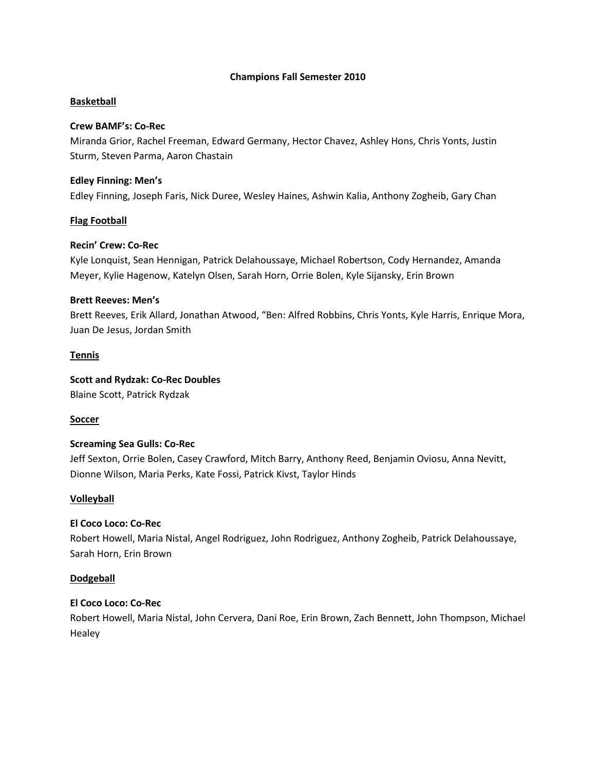# Champions Fall Semester 2010

## Basketball

**Crew BAMF's: Co-Rec**
Miranda Grior, Rachel Freeman, Edward Germany, Hector Chavez, Ashley Hons, Chris Yonts, Justin Sturm, Steven Parma, Aaron Chastain

**Edley Finning: Men's**
Edley Finning, Joseph Faris, Nick Duree, Wesley Haines, Ashwin Kalia, Anthony Zogheib, Gary Chan

## Flag Football

**Recin' Crew: Co-Rec**
Kyle Lonquist, Sean Hennigan, Patrick Delahoussaye, Michael Robertson, Cody Hernandez, Amanda Meyer, Kylie Hagenow, Katelyn Olsen, Sarah Horn, Orrie Bolen, Kyle Sijansky, Erin Brown

**Brett Reeves: Men's**
Brett Reeves, Erik Allard, Jonathan Atwood, "Ben: Alfred Robbins, Chris Yonts, Kyle Harris, Enrique Mora, Juan De Jesus, Jordan Smith

## Tennis

**Scott and Rydzak: Co-Rec Doubles**
Blaine Scott, Patrick Rydzak

## Soccer

**Screaming Sea Gulls: Co-Rec**
Jeff Sexton, Orrie Bolen, Casey Crawford, Mitch Barry, Anthony Reed, Benjamin Oviosu, Anna Nevitt, Dionne Wilson, Maria Perks, Kate Fossi, Patrick Kivst, Taylor Hinds

## Volleyball

**El Coco Loco: Co-Rec**
Robert Howell, Maria Nistal, Angel Rodriguez, John Rodriguez, Anthony Zogheib, Patrick Delahoussaye, Sarah Horn, Erin Brown

## Dodgeball

**El Coco Loco: Co-Rec**
Robert Howell, Maria Nistal, John Cervera, Dani Roe, Erin Brown, Zach Bennett, John Thompson, Michael Healey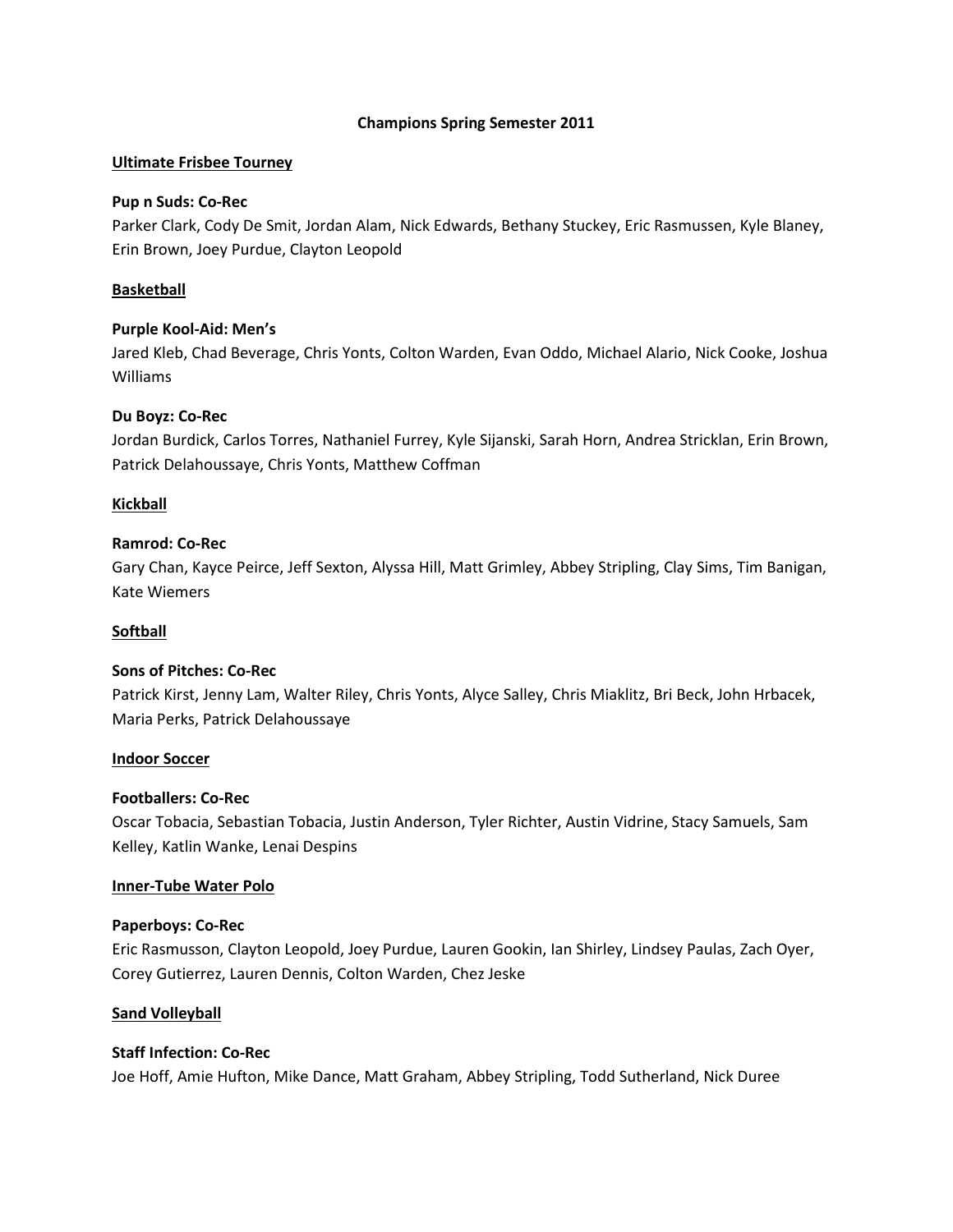# Champions Spring Semester 2011

## Ultimate Frisbee Tourney

**Pup n Suds: Co-Rec**
Parker Clark, Cody De Smit, Jordan Alam, Nick Edwards, Bethany Stuckey, Eric Rasmussen, Kyle Blaney, Erin Brown, Joey Purdue, Clayton Leopold

## Basketball

**Purple Kool-Aid: Men's**
Jared Kleb, Chad Beverage, Chris Yonts, Colton Warden, Evan Oddo, Michael Alario, Nick Cooke, Joshua Williams

**Du Boyz: Co-Rec**
Jordan Burdick, Carlos Torres, Nathaniel Furrey, Kyle Sijanski, Sarah Horn, Andrea Stricklan, Erin Brown, Patrick Delahoussaye, Chris Yonts, Matthew Coffman

## Kickball

**Ramrod: Co-Rec**
Gary Chan, Kayce Peirce, Jeff Sexton, Alyssa Hill, Matt Grimley, Abbey Stripling, Clay Sims, Tim Banigan, Kate Wiemers

## Softball

**Sons of Pitches: Co-Rec**
Patrick Kirst, Jenny Lam, Walter Riley, Chris Yonts, Alyce Salley, Chris Miaklitz, Bri Beck, John Hrbacek, Maria Perks, Patrick Delahoussaye

## Indoor Soccer

**Footballers: Co-Rec**
Oscar Tobacia, Sebastian Tobacia, Justin Anderson, Tyler Richter, Austin Vidrine, Stacy Samuels, Sam Kelley, Katlin Wanke, Lenai Despins

## Inner-Tube Water Polo

**Paperboys: Co-Rec**
Eric Rasmusson, Clayton Leopold, Joey Purdue, Lauren Gookin, Ian Shirley, Lindsey Paulas, Zach Oyer, Corey Gutierrez, Lauren Dennis, Colton Warden, Chez Jeske

## Sand Volleyball

**Staff Infection: Co-Rec**
Joe Hoff, Amie Hufton, Mike Dance, Matt Graham, Abbey Stripling, Todd Sutherland, Nick Duree